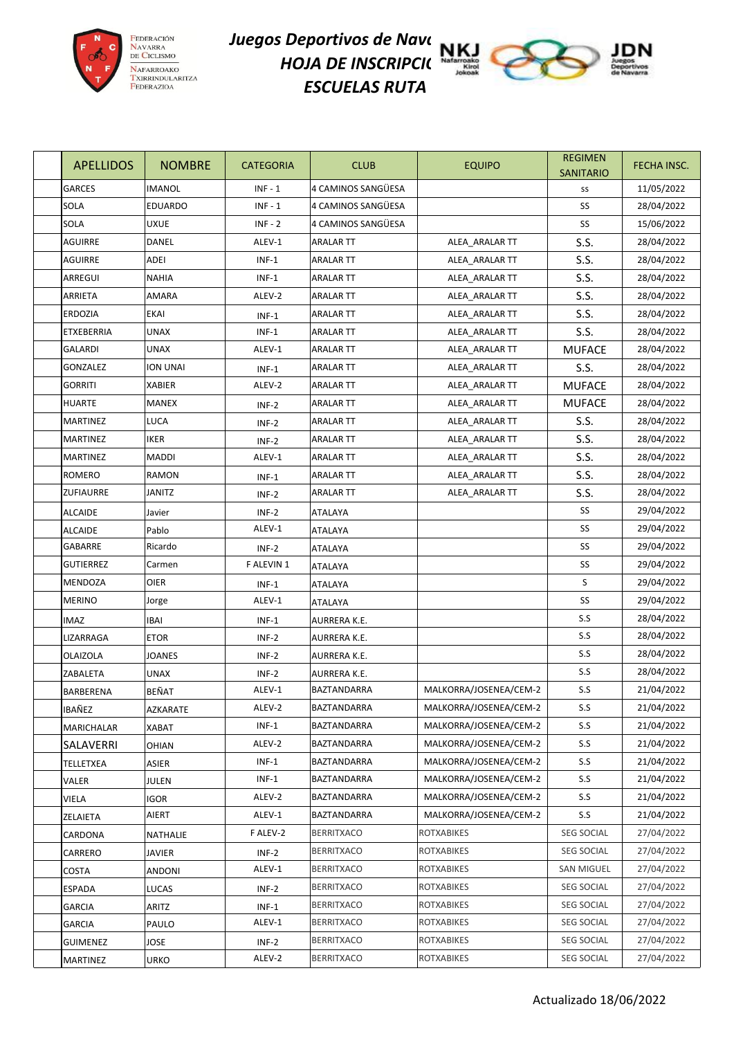# Juegos Deportivos de Navarra
## HOJA DE INSCRIPCIÓN
## ESCUELAS RUTA

| APELLIDOS | NOMBRE | CATEGORIA | CLUB | EQUIPO | REGIMEN SANITARIO | FECHA INSC. |
|---|---|---|---|---|---|---|
| GARCES | IMANOL | INF - 1 | 4 CAMINOS SANGÜESA | | ss | 11/05/2022 |
| SOLA | EDUARDO | INF - 1 | 4 CAMINOS SANGÜESA | | SS | 28/04/2022 |
| SOLA | UXUE | INF - 2 | 4 CAMINOS SANGÜESA | | SS | 15/06/2022 |
| AGUIRRE | DANEL | ALEV-1 | ARALAR TT | ALEA_ARALAR TT | S.S. | 28/04/2022 |
| AGUIRRE | ADEI | INF-1 | ARALAR TT | ALEA_ARALAR TT | S.S. | 28/04/2022 |
| ARREGUI | NAHIA | INF-1 | ARALAR TT | ALEA_ARALAR TT | S.S. | 28/04/2022 |
| ARRIETA | AMARA | ALEV-2 | ARALAR TT | ALEA_ARALAR TT | S.S. | 28/04/2022 |
| ERDOZIA | EKAI | INF-1 | ARALAR TT | ALEA_ARALAR TT | S.S. | 28/04/2022 |
| ETXEBERRIA | UNAX | INF-1 | ARALAR TT | ALEA_ARALAR TT | S.S. | 28/04/2022 |
| GALARDI | UNAX | ALEV-1 | ARALAR TT | ALEA_ARALAR TT | MUFACE | 28/04/2022 |
| GONZALEZ | ION UNAI | INF-1 | ARALAR TT | ALEA_ARALAR TT | S.S. | 28/04/2022 |
| GORRITI | XABIER | ALEV-2 | ARALAR TT | ALEA_ARALAR TT | MUFACE | 28/04/2022 |
| HUARTE | MANEX | INF-2 | ARALAR TT | ALEA_ARALAR TT | MUFACE | 28/04/2022 |
| MARTINEZ | LUCA | INF-2 | ARALAR TT | ALEA_ARALAR TT | S.S. | 28/04/2022 |
| MARTINEZ | IKER | INF-2 | ARALAR TT | ALEA_ARALAR TT | S.S. | 28/04/2022 |
| MARTINEZ | MADDI | ALEV-1 | ARALAR TT | ALEA_ARALAR TT | S.S. | 28/04/2022 |
| ROMERO | RAMON | INF-1 | ARALAR TT | ALEA_ARALAR TT | S.S. | 28/04/2022 |
| ZUFIAURRE | JANITZ | INF-2 | ARALAR TT | ALEA_ARALAR TT | S.S. | 28/04/2022 |
| ALCAIDE | Javier | INF-2 | ATALAYA | | SS | 29/04/2022 |
| ALCAIDE | Pablo | ALEV-1 | ATALAYA | | SS | 29/04/2022 |
| GABARRE | Ricardo | INF-2 | ATALAYA | | SS | 29/04/2022 |
| GUTIERREZ | Carmen | F ALEVIN 1 | ATALAYA | | SS | 29/04/2022 |
| MENDOZA | OIER | INF-1 | ATALAYA | | S | 29/04/2022 |
| MERINO | Jorge | ALEV-1 | ATALAYA | | SS | 29/04/2022 |
| IMAZ | IBAI | INF-1 | AURRERA K.E. | | S.S | 28/04/2022 |
| LIZARRAGA | ETOR | INF-2 | AURRERA K.E. | | S.S | 28/04/2022 |
| OLAIZOLA | JOANES | INF-2 | AURRERA K.E. | | S.S | 28/04/2022 |
| ZABALETA | UNAX | INF-2 | AURRERA K.E. | | S.S | 28/04/2022 |
| BARBERENA | BEÑAT | ALEV-1 | BAZTANDARRA | MALKORRA/JOSENEA/CEM-2 | S.S | 21/04/2022 |
| IBAÑEZ | AZKARATE | ALEV-2 | BAZTANDARRA | MALKORRA/JOSENEA/CEM-2 | S.S | 21/04/2022 |
| MARICHALAR | XABAT | INF-1 | BAZTANDARRA | MALKORRA/JOSENEA/CEM-2 | S.S | 21/04/2022 |
| SALAVERRI | OHIAN | ALEV-2 | BAZTANDARRA | MALKORRA/JOSENEA/CEM-2 | S.S | 21/04/2022 |
| TELLETXEA | ASIER | INF-1 | BAZTANDARRA | MALKORRA/JOSENEA/CEM-2 | S.S | 21/04/2022 |
| VALER | JULEN | INF-1 | BAZTANDARRA | MALKORRA/JOSENEA/CEM-2 | S.S | 21/04/2022 |
| VIELA | IGOR | ALEV-2 | BAZTANDARRA | MALKORRA/JOSENEA/CEM-2 | S.S | 21/04/2022 |
| ZELAIETA | AIERT | ALEV-1 | BAZTANDARRA | MALKORRA/JOSENEA/CEM-2 | S.S | 21/04/2022 |
| CARDONA | NATHALIE | F ALEV-2 | BERRITXACO | ROTXABIKES | SEG SOCIAL | 27/04/2022 |
| CARRERO | JAVIER | INF-2 | BERRITXACO | ROTXABIKES | SEG SOCIAL | 27/04/2022 |
| COSTA | ANDONI | ALEV-1 | BERRITXACO | ROTXABIKES | SAN MIGUEL | 27/04/2022 |
| ESPADA | LUCAS | INF-2 | BERRITXACO | ROTXABIKES | SEG SOCIAL | 27/04/2022 |
| GARCIA | ARITZ | INF-1 | BERRITXACO | ROTXABIKES | SEG SOCIAL | 27/04/2022 |
| GARCIA | PAULO | ALEV-1 | BERRITXACO | ROTXABIKES | SEG SOCIAL | 27/04/2022 |
| GUIMENEZ | JOSE | INF-2 | BERRITXACO | ROTXABIKES | SEG SOCIAL | 27/04/2022 |
| MARTINEZ | URKO | ALEV-2 | BERRITXACO | ROTXABIKES | SEG SOCIAL | 27/04/2022 |

Actualizado 18/06/2022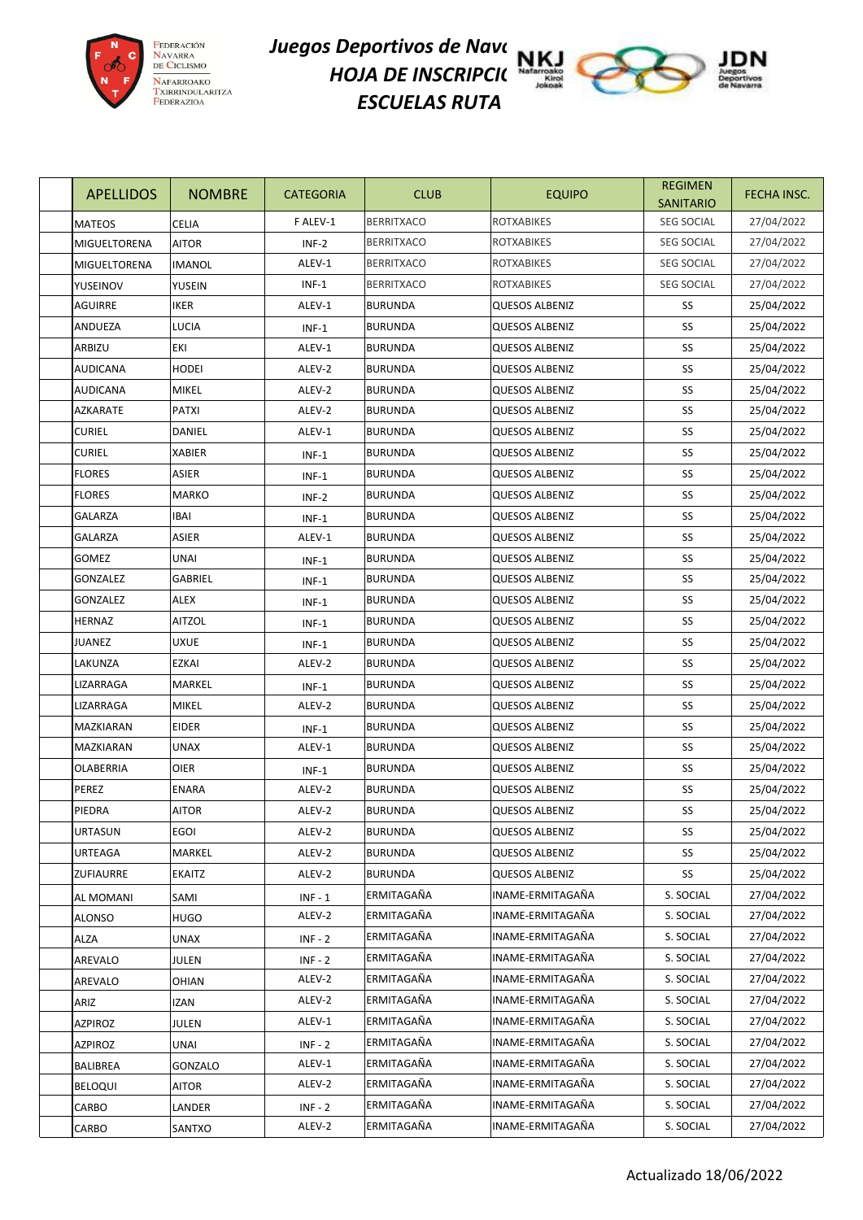# Juegos Deportivos de Navc
## HOJA DE INSCRIPCI(
## ESCUELAS RUTA

| APELLIDOS | NOMBRE | CATEGORIA | CLUB | EQUIPO | REGIMEN SANITARIO | FECHA INSC. |
|---|---|---|---|---|---|---|
| MATEOS | CELIA | F ALEV-1 | BERRITXACO | ROTXABIKES | SEG SOCIAL | 27/04/2022 |
| MIGUELTORENA | AITOR | INF-2 | BERRITXACO | ROTXABIKES | SEG SOCIAL | 27/04/2022 |
| MIGUELTORENA | IMANOL | ALEV-1 | BERRITXACO | ROTXABIKES | SEG SOCIAL | 27/04/2022 |
| YUSEINOV | YUSEIN | INF-1 | BERRITXACO | ROTXABIKES | SEG SOCIAL | 27/04/2022 |
| AGUIRRE | IKER | ALEV-1 | BURUNDA | QUESOS ALBENIZ | SS | 25/04/2022 |
| ANDUEZA | LUCIA | INF-1 | BURUNDA | QUESOS ALBENIZ | SS | 25/04/2022 |
| ARBIZU | EKI | ALEV-1 | BURUNDA | QUESOS ALBENIZ | SS | 25/04/2022 |
| AUDICANA | HODEI | ALEV-2 | BURUNDA | QUESOS ALBENIZ | SS | 25/04/2022 |
| AUDICANA | MIKEL | ALEV-2 | BURUNDA | QUESOS ALBENIZ | SS | 25/04/2022 |
| AZKARATE | PATXI | ALEV-2 | BURUNDA | QUESOS ALBENIZ | SS | 25/04/2022 |
| CURIEL | DANIEL | ALEV-1 | BURUNDA | QUESOS ALBENIZ | SS | 25/04/2022 |
| CURIEL | XABIER | INF-1 | BURUNDA | QUESOS ALBENIZ | SS | 25/04/2022 |
| FLORES | ASIER | INF-1 | BURUNDA | QUESOS ALBENIZ | SS | 25/04/2022 |
| FLORES | MARKO | INF-2 | BURUNDA | QUESOS ALBENIZ | SS | 25/04/2022 |
| GALARZA | IBAI | INF-1 | BURUNDA | QUESOS ALBENIZ | SS | 25/04/2022 |
| GALARZA | ASIER | ALEV-1 | BURUNDA | QUESOS ALBENIZ | SS | 25/04/2022 |
| GOMEZ | UNAI | INF-1 | BURUNDA | QUESOS ALBENIZ | SS | 25/04/2022 |
| GONZALEZ | GABRIEL | INF-1 | BURUNDA | QUESOS ALBENIZ | SS | 25/04/2022 |
| GONZALEZ | ALEX | INF-1 | BURUNDA | QUESOS ALBENIZ | SS | 25/04/2022 |
| HERNAZ | AITZOL | INF-1 | BURUNDA | QUESOS ALBENIZ | SS | 25/04/2022 |
| JUANEZ | UXUE | INF-1 | BURUNDA | QUESOS ALBENIZ | SS | 25/04/2022 |
| LAKUNZA | EZKAI | ALEV-2 | BURUNDA | QUESOS ALBENIZ | SS | 25/04/2022 |
| LIZARRAGA | MARKEL | INF-1 | BURUNDA | QUESOS ALBENIZ | SS | 25/04/2022 |
| LIZARRAGA | MIKEL | ALEV-2 | BURUNDA | QUESOS ALBENIZ | SS | 25/04/2022 |
| MAZKIARAN | EIDER | INF-1 | BURUNDA | QUESOS ALBENIZ | SS | 25/04/2022 |
| MAZKIARAN | UNAX | ALEV-1 | BURUNDA | QUESOS ALBENIZ | SS | 25/04/2022 |
| OLABERRIA | OIER | INF-1 | BURUNDA | QUESOS ALBENIZ | SS | 25/04/2022 |
| PEREZ | ENARA | ALEV-2 | BURUNDA | QUESOS ALBENIZ | SS | 25/04/2022 |
| PIEDRA | AITOR | ALEV-2 | BURUNDA | QUESOS ALBENIZ | SS | 25/04/2022 |
| URTASUN | EGOI | ALEV-2 | BURUNDA | QUESOS ALBENIZ | SS | 25/04/2022 |
| URTEAGA | MARKEL | ALEV-2 | BURUNDA | QUESOS ALBENIZ | SS | 25/04/2022 |
| ZUFIAURRE | EKAITZ | ALEV-2 | BURUNDA | QUESOS ALBENIZ | SS | 25/04/2022 |
| AL MOMANI | SAMI | INF - 1 | ERMITAGAÑA | INAME-ERMITAGAÑA | S. SOCIAL | 27/04/2022 |
| ALONSO | HUGO | ALEV-2 | ERMITAGAÑA | INAME-ERMITAGAÑA | S. SOCIAL | 27/04/2022 |
| ALZA | UNAX | INF - 2 | ERMITAGAÑA | INAME-ERMITAGAÑA | S. SOCIAL | 27/04/2022 |
| AREVALO | JULEN | INF - 2 | ERMITAGAÑA | INAME-ERMITAGAÑA | S. SOCIAL | 27/04/2022 |
| AREVALO | OHIAN | ALEV-2 | ERMITAGAÑA | INAME-ERMITAGAÑA | S. SOCIAL | 27/04/2022 |
| ARIZ | IZAN | ALEV-2 | ERMITAGAÑA | INAME-ERMITAGAÑA | S. SOCIAL | 27/04/2022 |
| AZPIROZ | JULEN | ALEV-1 | ERMITAGAÑA | INAME-ERMITAGAÑA | S. SOCIAL | 27/04/2022 |
| AZPIROZ | UNAI | INF - 2 | ERMITAGAÑA | INAME-ERMITAGAÑA | S. SOCIAL | 27/04/2022 |
| BALIBREA | GONZALO | ALEV-1 | ERMITAGAÑA | INAME-ERMITAGAÑA | S. SOCIAL | 27/04/2022 |
| BELOQUI | AITOR | ALEV-2 | ERMITAGAÑA | INAME-ERMITAGAÑA | S. SOCIAL | 27/04/2022 |
| CARBO | LANDER | INF - 2 | ERMITAGAÑA | INAME-ERMITAGAÑA | S. SOCIAL | 27/04/2022 |
| CARBO | SANTXO | ALEV-2 | ERMITAGAÑA | INAME-ERMITAGAÑA | S. SOCIAL | 27/04/2022 |

Actualizado 18/06/2022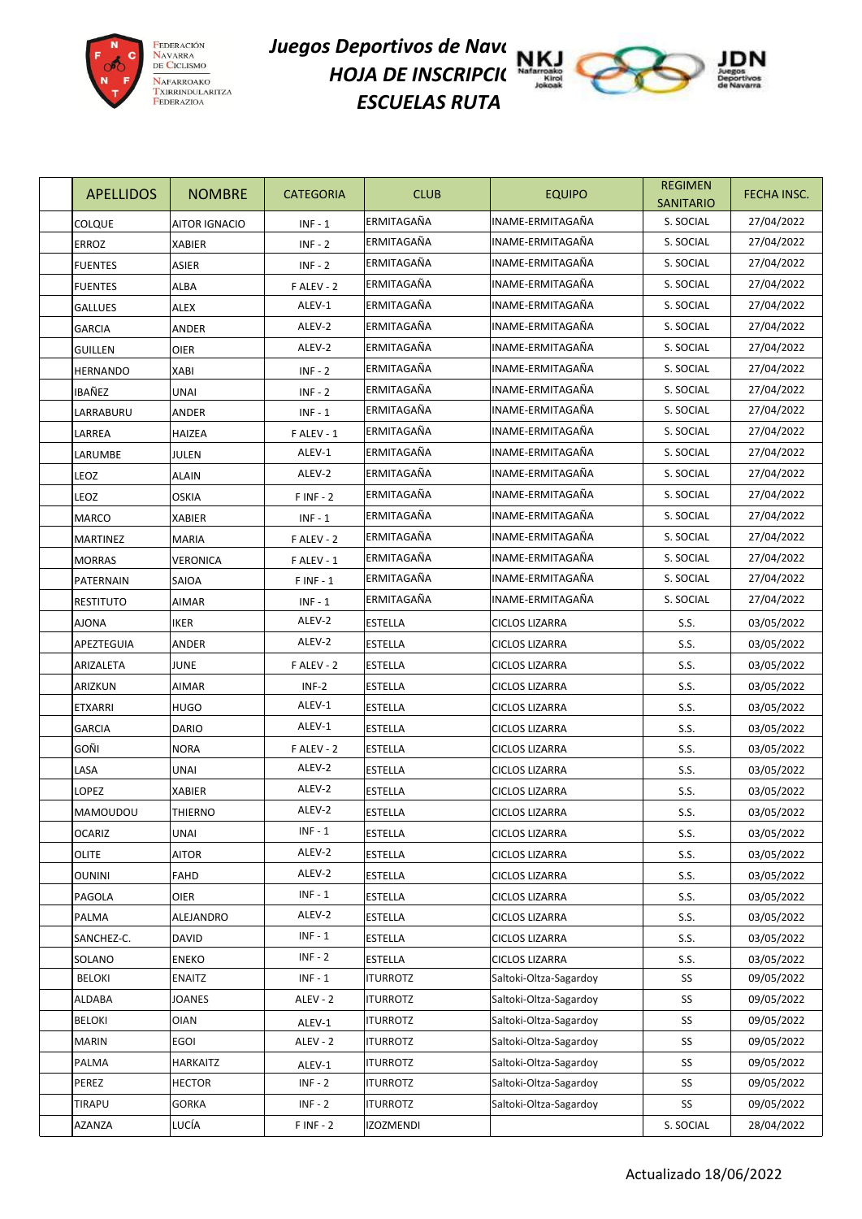**Juegos Deportivos de Navc**

**HOJA DE INSCRIPCI**

**ESCUELAS RUTA**

| | APELLIDOS | NOMBRE | CATEGORIA | CLUB | EQUIPO | REGIMEN SANITARIO | FECHA INSC. |
|---|---|---|---|---|---|---|---|
| | COLQUE | AITOR IGNACIO | INF - 1 | ERMITAGAÑA | INAME-ERMITAGAÑA | S. SOCIAL | 27/04/2022 |
| | ERROZ | XABIER | INF - 2 | ERMITAGAÑA | INAME-ERMITAGAÑA | S. SOCIAL | 27/04/2022 |
| | FUENTES | ASIER | INF - 2 | ERMITAGAÑA | INAME-ERMITAGAÑA | S. SOCIAL | 27/04/2022 |
| | FUENTES | ALBA | F ALEV - 2 | ERMITAGAÑA | INAME-ERMITAGAÑA | S. SOCIAL | 27/04/2022 |
| | GALLUES | ALEX | ALEV-1 | ERMITAGAÑA | INAME-ERMITAGAÑA | S. SOCIAL | 27/04/2022 |
| | GARCIA | ANDER | ALEV-2 | ERMITAGAÑA | INAME-ERMITAGAÑA | S. SOCIAL | 27/04/2022 |
| | GUILLEN | OIER | ALEV-2 | ERMITAGAÑA | INAME-ERMITAGAÑA | S. SOCIAL | 27/04/2022 |
| | HERNANDO | XABI | INF - 2 | ERMITAGAÑA | INAME-ERMITAGAÑA | S. SOCIAL | 27/04/2022 |
| | IBAÑEZ | UNAI | INF - 2 | ERMITAGAÑA | INAME-ERMITAGAÑA | S. SOCIAL | 27/04/2022 |
| | LARRABURU | ANDER | INF - 1 | ERMITAGAÑA | INAME-ERMITAGAÑA | S. SOCIAL | 27/04/2022 |
| | LARREA | HAIZEA | F ALEV - 1 | ERMITAGAÑA | INAME-ERMITAGAÑA | S. SOCIAL | 27/04/2022 |
| | LARUMBE | JULEN | ALEV-1 | ERMITAGAÑA | INAME-ERMITAGAÑA | S. SOCIAL | 27/04/2022 |
| | LEOZ | ALAIN | ALEV-2 | ERMITAGAÑA | INAME-ERMITAGAÑA | S. SOCIAL | 27/04/2022 |
| | LEOZ | OSKIA | F INF - 2 | ERMITAGAÑA | INAME-ERMITAGAÑA | S. SOCIAL | 27/04/2022 |
| | MARCO | XABIER | INF - 1 | ERMITAGAÑA | INAME-ERMITAGAÑA | S. SOCIAL | 27/04/2022 |
| | MARTINEZ | MARIA | F ALEV - 2 | ERMITAGAÑA | INAME-ERMITAGAÑA | S. SOCIAL | 27/04/2022 |
| | MORRAS | VERONICA | F ALEV - 1 | ERMITAGAÑA | INAME-ERMITAGAÑA | S. SOCIAL | 27/04/2022 |
| | PATERNAIN | SAIOA | F INF - 1 | ERMITAGAÑA | INAME-ERMITAGAÑA | S. SOCIAL | 27/04/2022 |
| | RESTITUTO | AIMAR | INF - 1 | ERMITAGAÑA | INAME-ERMITAGAÑA | S. SOCIAL | 27/04/2022 |
| | AJONA | IKER | ALEV-2 | ESTELLA | CICLOS LIZARRA | S.S. | 03/05/2022 |
| | APEZTEGUIA | ANDER | ALEV-2 | ESTELLA | CICLOS LIZARRA | S.S. | 03/05/2022 |
| | ARIZALETA | JUNE | F ALEV - 2 | ESTELLA | CICLOS LIZARRA | S.S. | 03/05/2022 |
| | ARIZKUN | AIMAR | INF-2 | ESTELLA | CICLOS LIZARRA | S.S. | 03/05/2022 |
| | ETXARRI | HUGO | ALEV-1 | ESTELLA | CICLOS LIZARRA | S.S. | 03/05/2022 |
| | GARCIA | DARIO | ALEV-1 | ESTELLA | CICLOS LIZARRA | S.S. | 03/05/2022 |
| | GOÑI | NORA | F ALEV - 2 | ESTELLA | CICLOS LIZARRA | S.S. | 03/05/2022 |
| | LASA | UNAI | ALEV-2 | ESTELLA | CICLOS LIZARRA | S.S. | 03/05/2022 |
| | LOPEZ | XABIER | ALEV-2 | ESTELLA | CICLOS LIZARRA | S.S. | 03/05/2022 |
| | MAMOUDOU | THIERNO | ALEV-2 | ESTELLA | CICLOS LIZARRA | S.S. | 03/05/2022 |
| | OCARIZ | UNAI | INF - 1 | ESTELLA | CICLOS LIZARRA | S.S. | 03/05/2022 |
| | OLITE | AITOR | ALEV-2 | ESTELLA | CICLOS LIZARRA | S.S. | 03/05/2022 |
| | OUNINI | FAHD | ALEV-2 | ESTELLA | CICLOS LIZARRA | S.S. | 03/05/2022 |
| | PAGOLA | OIER | INF - 1 | ESTELLA | CICLOS LIZARRA | S.S. | 03/05/2022 |
| | PALMA | ALEJANDRO | ALEV-2 | ESTELLA | CICLOS LIZARRA | S.S. | 03/05/2022 |
| | SANCHEZ-C. | DAVID | INF - 1 | ESTELLA | CICLOS LIZARRA | S.S. | 03/05/2022 |
| | SOLANO | ENEKO | INF - 2 | ESTELLA | CICLOS LIZARRA | S.S. | 03/05/2022 |
| | BELOKI | ENAITZ | INF - 1 | ITURROTZ | Saltoki-Oltza-Sagardoy | SS | 09/05/2022 |
| | ALDABA | JOANES | ALEV - 2 | ITURROTZ | Saltoki-Oltza-Sagardoy | SS | 09/05/2022 |
| | BELOKI | OIAN | ALEV-1 | ITURROTZ | Saltoki-Oltza-Sagardoy | SS | 09/05/2022 |
| | MARIN | EGOI | ALEV - 2 | ITURROTZ | Saltoki-Oltza-Sagardoy | SS | 09/05/2022 |
| | PALMA | HARKAITZ | ALEV-1 | ITURROTZ | Saltoki-Oltza-Sagardoy | SS | 09/05/2022 |
| | PEREZ | HECTOR | INF - 2 | ITURROTZ | Saltoki-Oltza-Sagardoy | SS | 09/05/2022 |
| | TIRAPU | GORKA | INF - 2 | ITURROTZ | Saltoki-Oltza-Sagardoy | SS | 09/05/2022 |
| | AZANZA | LUCÍA | F INF - 2 | IZOZMENDI | | S. SOCIAL | 28/04/2022 |

Actualizado 18/06/2022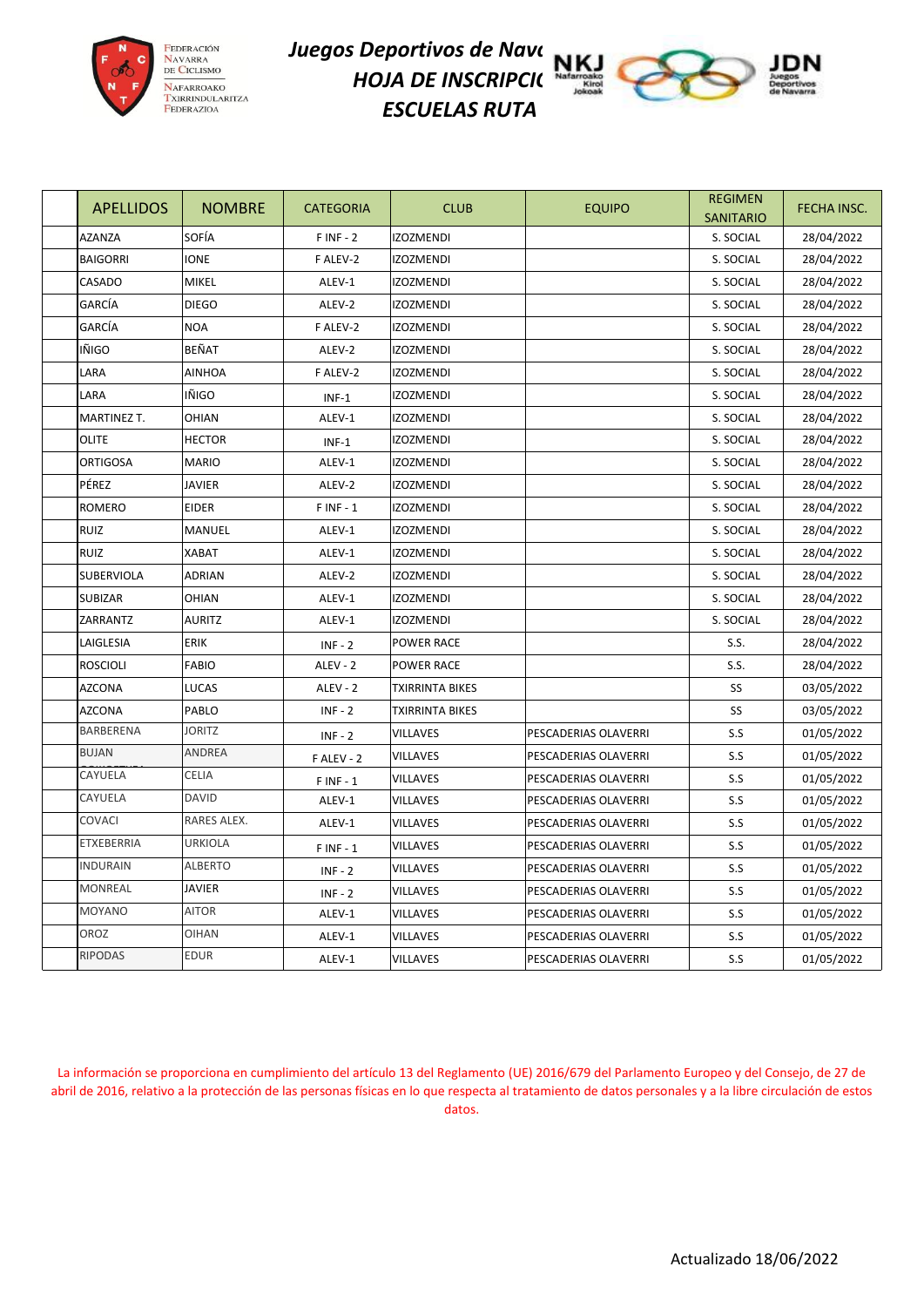*Juegos Deportivos de Navc*
***HOJA DE INSCRIPCI(***
***ESCUELAS RUTA***

| | APELLIDOS | NOMBRE | CATEGORIA | CLUB | EQUIPO | REGIMEN SANITARIO | FECHA INSC. |
|---|---|---|---|---|---|---|---|
| | AZANZA | SOFÍA | F INF - 2 | IZOZMENDI | | S. SOCIAL | 28/04/2022 |
| | BAIGORRI | IONE | F ALEV-2 | IZOZMENDI | | S. SOCIAL | 28/04/2022 |
| | CASADO | MIKEL | ALEV-1 | IZOZMENDI | | S. SOCIAL | 28/04/2022 |
| | GARCÍA | DIEGO | ALEV-2 | IZOZMENDI | | S. SOCIAL | 28/04/2022 |
| | GARCÍA | NOA | F ALEV-2 | IZOZMENDI | | S. SOCIAL | 28/04/2022 |
| | IÑIGO | BEÑAT | ALEV-2 | IZOZMENDI | | S. SOCIAL | 28/04/2022 |
| | LARA | AINHOA | F ALEV-2 | IZOZMENDI | | S. SOCIAL | 28/04/2022 |
| | LARA | IÑIGO | INF-1 | IZOZMENDI | | S. SOCIAL | 28/04/2022 |
| | MARTINEZ T. | OHIAN | ALEV-1 | IZOZMENDI | | S. SOCIAL | 28/04/2022 |
| | OLITE | HECTOR | INF-1 | IZOZMENDI | | S. SOCIAL | 28/04/2022 |
| | ORTIGOSA | MARIO | ALEV-1 | IZOZMENDI | | S. SOCIAL | 28/04/2022 |
| | PÉREZ | JAVIER | ALEV-2 | IZOZMENDI | | S. SOCIAL | 28/04/2022 |
| | ROMERO | EIDER | F INF - 1 | IZOZMENDI | | S. SOCIAL | 28/04/2022 |
| | RUIZ | MANUEL | ALEV-1 | IZOZMENDI | | S. SOCIAL | 28/04/2022 |
| | RUIZ | XABAT | ALEV-1 | IZOZMENDI | | S. SOCIAL | 28/04/2022 |
| | SUBERVIOLA | ADRIAN | ALEV-2 | IZOZMENDI | | S. SOCIAL | 28/04/2022 |
| | SUBIZAR | OHIAN | ALEV-1 | IZOZMENDI | | S. SOCIAL | 28/04/2022 |
| | ZARRANTZ | AURITZ | ALEV-1 | IZOZMENDI | | S. SOCIAL | 28/04/2022 |
| | LAIGLESIA | ERIK | INF - 2 | POWER RACE | | S.S. | 28/04/2022 |
| | ROSCIOLI | FABIO | ALEV - 2 | POWER RACE | | S.S. | 28/04/2022 |
| | AZCONA | LUCAS | ALEV - 2 | TXIRRINTA BIKES | | SS | 03/05/2022 |
| | AZCONA | PABLO | INF - 2 | TXIRRINTA BIKES | | SS | 03/05/2022 |
| | BARBERENA | JORITZ | INF - 2 | VILLAVES | PESCADERIAS OLAVERRI | S.S | 01/05/2022 |
| | BUJAN | ANDREA | F ALEV - 2 | VILLAVES | PESCADERIAS OLAVERRI | S.S | 01/05/2022 |
| | CAYUELA | CELIA | F INF - 1 | VILLAVES | PESCADERIAS OLAVERRI | S.S | 01/05/2022 |
| | CAYUELA | DAVID | ALEV-1 | VILLAVES | PESCADERIAS OLAVERRI | S.S | 01/05/2022 |
| | COVACI | RARES ALEX. | ALEV-1 | VILLAVES | PESCADERIAS OLAVERRI | S.S | 01/05/2022 |
| | ETXEBERRIA | URKIOLA | F INF - 1 | VILLAVES | PESCADERIAS OLAVERRI | S.S | 01/05/2022 |
| | INDURAIN | ALBERTO | INF - 2 | VILLAVES | PESCADERIAS OLAVERRI | S.S | 01/05/2022 |
| | MONREAL | JAVIER | INF - 2 | VILLAVES | PESCADERIAS OLAVERRI | S.S | 01/05/2022 |
| | MOYANO | AITOR | ALEV-1 | VILLAVES | PESCADERIAS OLAVERRI | S.S | 01/05/2022 |
| | OROZ | OIHAN | ALEV-1 | VILLAVES | PESCADERIAS OLAVERRI | S.S | 01/05/2022 |
| | RIPODAS | EDUR | ALEV-1 | VILLAVES | PESCADERIAS OLAVERRI | S.S | 01/05/2022 |

La información se proporciona en cumplimiento del artículo 13 del Reglamento (UE) 2016/679 del Parlamento Europeo y del Consejo, de 27 de abril de 2016, relativo a la protección de las personas físicas en lo que respecta al tratamiento de datos personales y a la libre circulación de estos datos.

Actualizado 18/06/2022